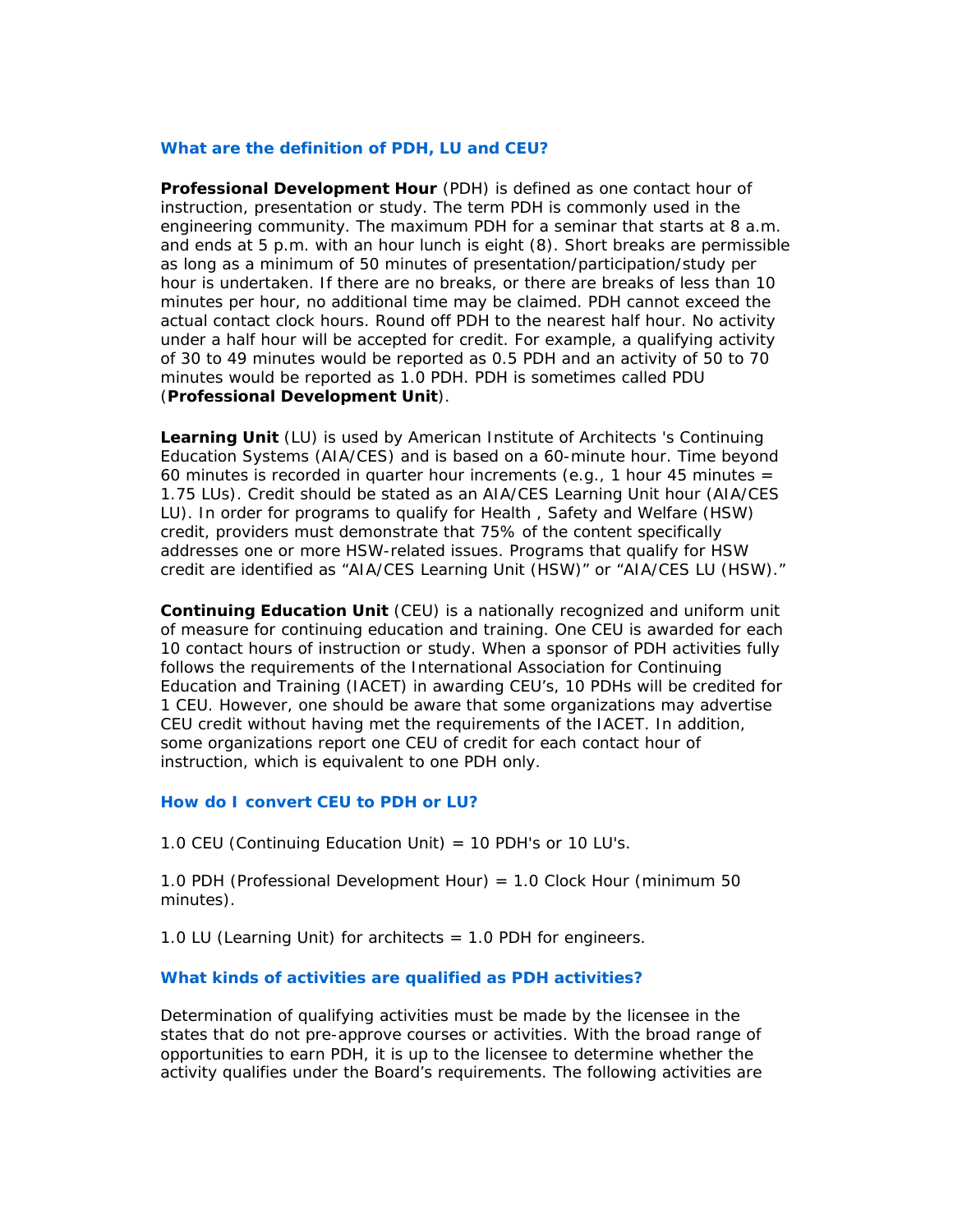### What are the definition of PDH, LU and CEU?

**Professional Development Hour** (PDH) is defined as one contact hour of instruction, presentation or study. The term PDH is commonly used in the engineering community. The maximum PDH for a seminar that starts at 8 a.m. and ends at 5 p.m. with an hour lunch is eight (8). Short breaks are permissible as long as a minimum of 50 minutes of presentation/participation/study per hour is undertaken. If there are no breaks, or there are breaks of less than 10 minutes per hour, no additional time may be claimed. PDH cannot exceed the actual contact clock hours. Round off PDH to the nearest half hour. No activity under a half hour will be accepted for credit. For example, a qualifying activity of 30 to 49 minutes would be reported as 0.5 PDH and an activity of 50 to 70 minutes would be reported as 1.0 PDH. PDH is sometimes called PDU (**Professional Development Unit**).

**Learning Unit** (LU) is used by American Institute of Architects 's Continuing Education Systems (AIA/CES) and is based on a 60-minute hour. Time beyond 60 minutes is recorded in quarter hour increments (e.g., 1 hour 45 minutes = 1.75 LUs). Credit should be stated as an AIA/CES Learning Unit hour (AIA/CES LU). In order for programs to qualify for Health , Safety and Welfare (HSW) credit, providers must demonstrate that 75% of the content specifically addresses one or more HSW-related issues. Programs that qualify for HSW credit are identified as "AIA/CES Learning Unit (HSW)" or "AIA/CES LU (HSW)."

**Continuing Education Unit** (CEU) is a nationally recognized and uniform unit of measure for continuing education and training. One CEU is awarded for each 10 contact hours of instruction or study. When a sponsor of PDH activities fully follows the requirements of the International Association for Continuing Education and Training (IACET) in awarding CEU's, 10 PDHs will be credited for 1 CEU. However, one should be aware that some organizations may advertise CEU credit without having met the requirements of the IACET. In addition, some organizations report one CEU of credit for each contact hour of instruction, which is equivalent to one PDH only.

### How do I convert CEU to PDH or LU?

1.0 CEU (Continuing Education Unit) = 10 PDH's or 10 LU's.

1.0 PDH (Professional Development Hour) = 1.0 Clock Hour (minimum 50 minutes).

1.0 LU (Learning Unit) for architects = 1.0 PDH for engineers.

### What kinds of activities are qualified as PDH activities?

Determination of qualifying activities must be made by the licensee in the states that do not pre-approve courses or activities. With the broad range of opportunities to earn PDH, it is up to the licensee to determine whether the activity qualifies under the Board's requirements. The following activities are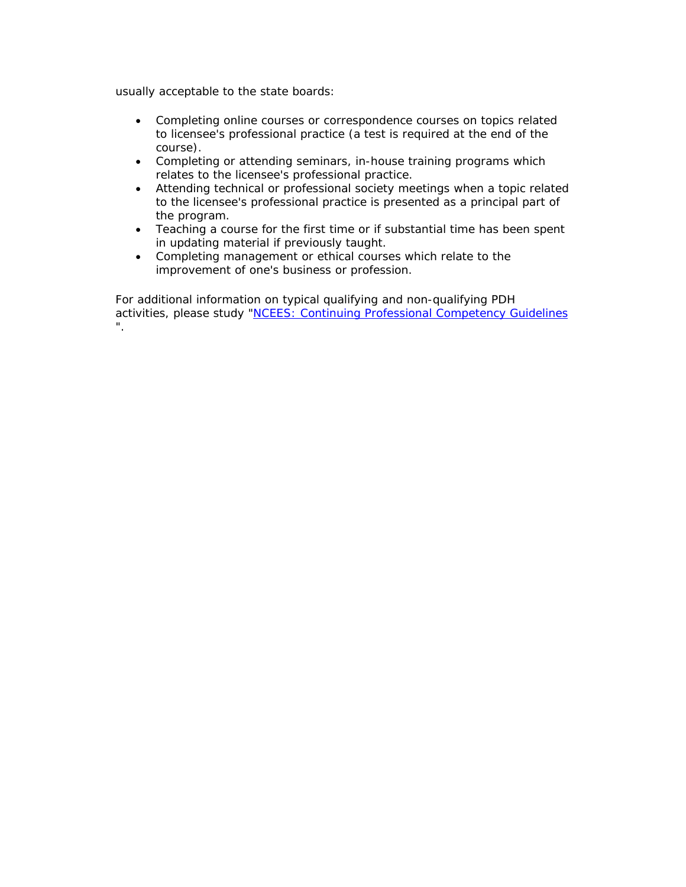usually acceptable to the state boards:

- Completing online courses or correspondence courses on topics related to licensee's professional practice (a test is required at the end of the course).
- Completing or attending seminars, in-house training programs which relates to the licensee's professional practice.
- Attending technical or professional society meetings when a topic related to the licensee's professional practice is presented as a principal part of the program.
- Teaching a course for the first time or if substantial time has been spent in updating material if previously taught.
- Completing management or ethical courses which relate to the improvement of one's business or profession.

For additional information on typical qualifying and non-qualifying PDH activities, please study "NCEES: Continuing Professional Competency Guidelines ".